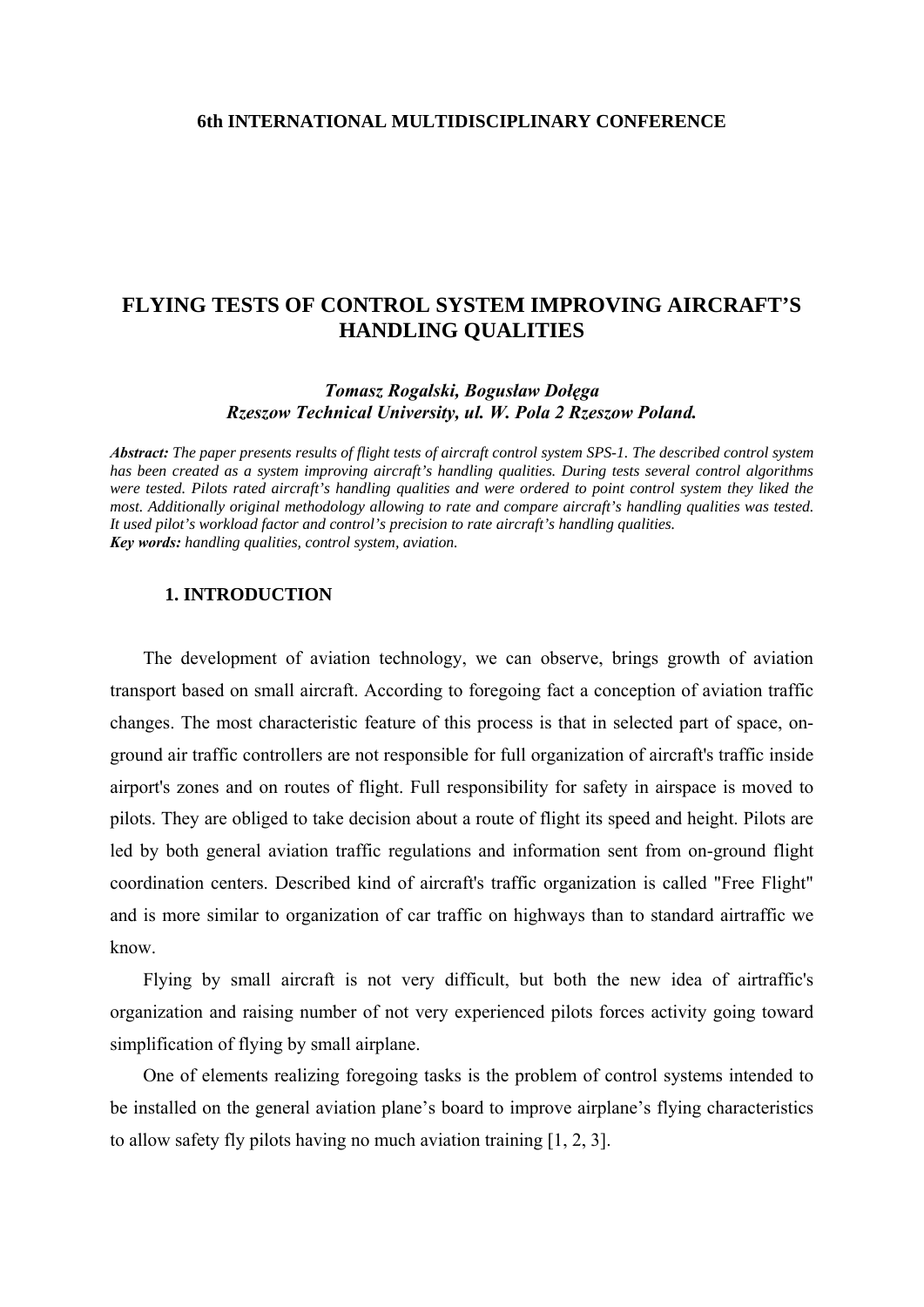**6th INTERNATIONAL MULTIDISCIPLINARY CONFERENCE**

# FLYING TESTS OF CONTROL SYSTEM IMPROVING AIRCRAFT'S HANDLING QUALITIES

***Tomasz Rogalski, Bogusław Dołęga***
***Rzeszow Technical University, ul. W. Pola 2 Rzeszow Poland.***

***Abstract:*** *The paper presents results of flight tests of aircraft control system SPS-1. The described control system has been created as a system improving aircraft's handling qualities. During tests several control algorithms were tested. Pilots rated aircraft's handling qualities and were ordered to point control system they liked the most. Additionally original methodology allowing to rate and compare aircraft's handling qualities was tested. It used pilot's workload factor and control's precision to rate aircraft's handling qualities.*
***Key words:*** *handling qualities, control system, aviation.*

## 1. INTRODUCTION

The development of aviation technology, we can observe, brings growth of aviation transport based on small aircraft. According to foregoing fact a conception of aviation traffic changes. The most characteristic feature of this process is that in selected part of space, on-ground air traffic controllers are not responsible for full organization of aircraft's traffic inside airport's zones and on routes of flight. Full responsibility for safety in airspace is moved to pilots. They are obliged to take decision about a route of flight its speed and height. Pilots are led by both general aviation traffic regulations and information sent from on-ground flight coordination centers. Described kind of aircraft's traffic organization is called "Free Flight" and is more similar to organization of car traffic on highways than to standard airtraffic we know.

Flying by small aircraft is not very difficult, but both the new idea of airtraffic's organization and raising number of not very experienced pilots forces activity going toward simplification of flying by small airplane.

One of elements realizing foregoing tasks is the problem of control systems intended to be installed on the general aviation plane's board to improve airplane's flying characteristics to allow safety fly pilots having no much aviation training [1, 2, 3].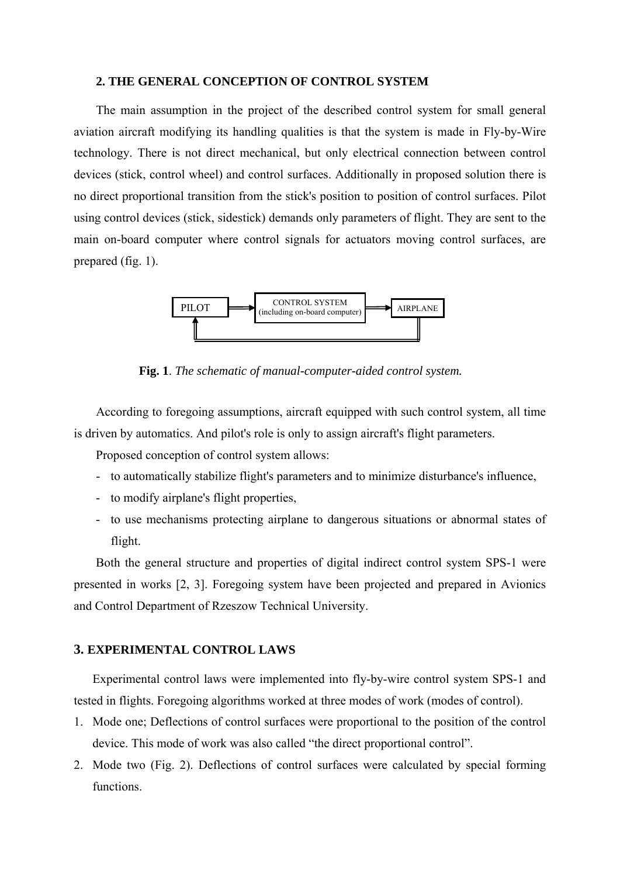## 2. THE GENERAL CONCEPTION OF CONTROL SYSTEM

The main assumption in the project of the described control system for small general aviation aircraft modifying its handling qualities is that the system is made in Fly-by-Wire technology. There is not direct mechanical, but only electrical connection between control devices (stick, control wheel) and control surfaces. Additionally in proposed solution there is no direct proportional transition from the stick's position to position of control surfaces. Pilot using control devices (stick, sidestick) demands only parameters of flight. They are sent to the main on-board computer where control signals for actuators moving control surfaces, are prepared (fig. 1).

PILOT → CONTROL SYSTEM (including on-board computer) → AIRPLANE

**Fig. 1**. *The schematic of manual-computer-aided control system.*

According to foregoing assumptions, aircraft equipped with such control system, all time is driven by automatics. And pilot's role is only to assign aircraft's flight parameters.

Proposed conception of control system allows:

- to automatically stabilize flight's parameters and to minimize disturbance's influence,
- to modify airplane's flight properties,
- to use mechanisms protecting airplane to dangerous situations or abnormal states of flight.

Both the general structure and properties of digital indirect control system SPS-1 were presented in works [2, 3]. Foregoing system have been projected and prepared in Avionics and Control Department of Rzeszow Technical University.

## 3. EXPERIMENTAL CONTROL LAWS

Experimental control laws were implemented into fly-by-wire control system SPS-1 and tested in flights. Foregoing algorithms worked at three modes of work (modes of control).

1. Mode one; Deflections of control surfaces were proportional to the position of the control device. This mode of work was also called "the direct proportional control".
2. Mode two (Fig. 2). Deflections of control surfaces were calculated by special forming functions.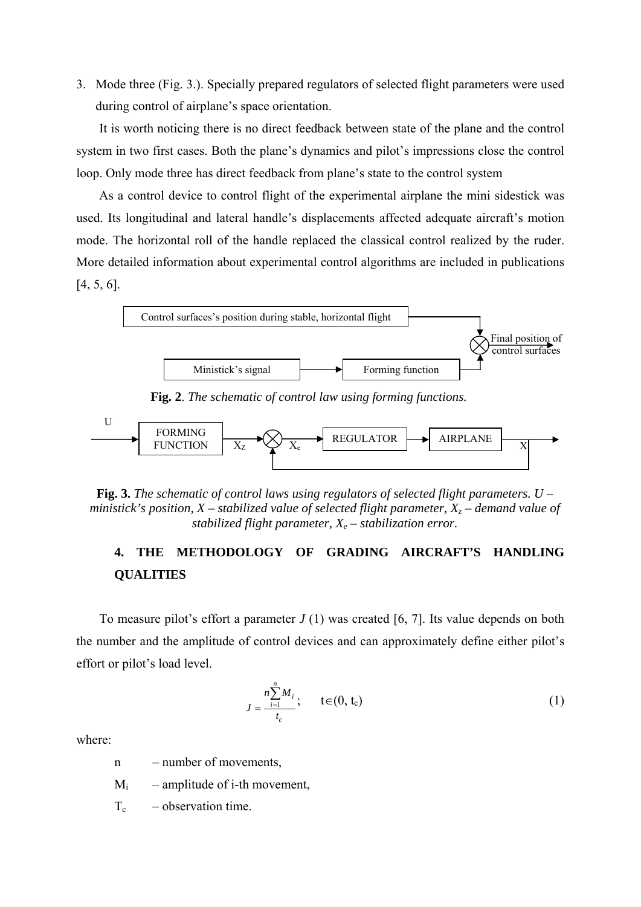3. Mode three (Fig. 3.). Specially prepared regulators of selected flight parameters were used during control of airplane's space orientation.

It is worth noticing there is no direct feedback between state of the plane and the control system in two first cases. Both the plane's dynamics and pilot's impressions close the control loop. Only mode three has direct feedback from plane's state to the control system

As a control device to control flight of the experimental airplane the mini sidestick was used. Its longitudinal and lateral handle's displacements affected adequate aircraft's motion mode. The horizontal roll of the handle replaced the classical control realized by the ruder. More detailed information about experimental control algorithms are included in publications [4, 5, 6].

Control surfaces's position during stable, horizontal flight

Ministick's signal → Forming function → Final position of control surfaces

**Fig. 2**. *The schematic of control law using forming functions.*

U → FORMING FUNCTION → $X_Z$ → $X_e$ → REGULATOR → AIRPLANE → X

**Fig. 3.** *The schematic of control laws using regulators of selected flight parameters. U – ministick's position, X – stabilized value of selected flight parameter, $X_z$ – demand value of stabilized flight parameter, $X_e$ – stabilization error.*

## 4. THE METHODOLOGY OF GRADING AIRCRAFT'S HANDLING QUALITIES

To measure pilot's effort a parameter *J* (1) was created [6, 7]. Its value depends on both the number and the amplitude of control devices and can approximately define either pilot's effort or pilot's load level.

$$J = \frac{n\sum_{i=1}^{n} M_i}{t_c}; \qquad t \in (0, t_c) \tag{1}$$

where:

- n – number of movements,
- $M_i$ – amplitude of i-th movement,
- $T_c$ – observation time.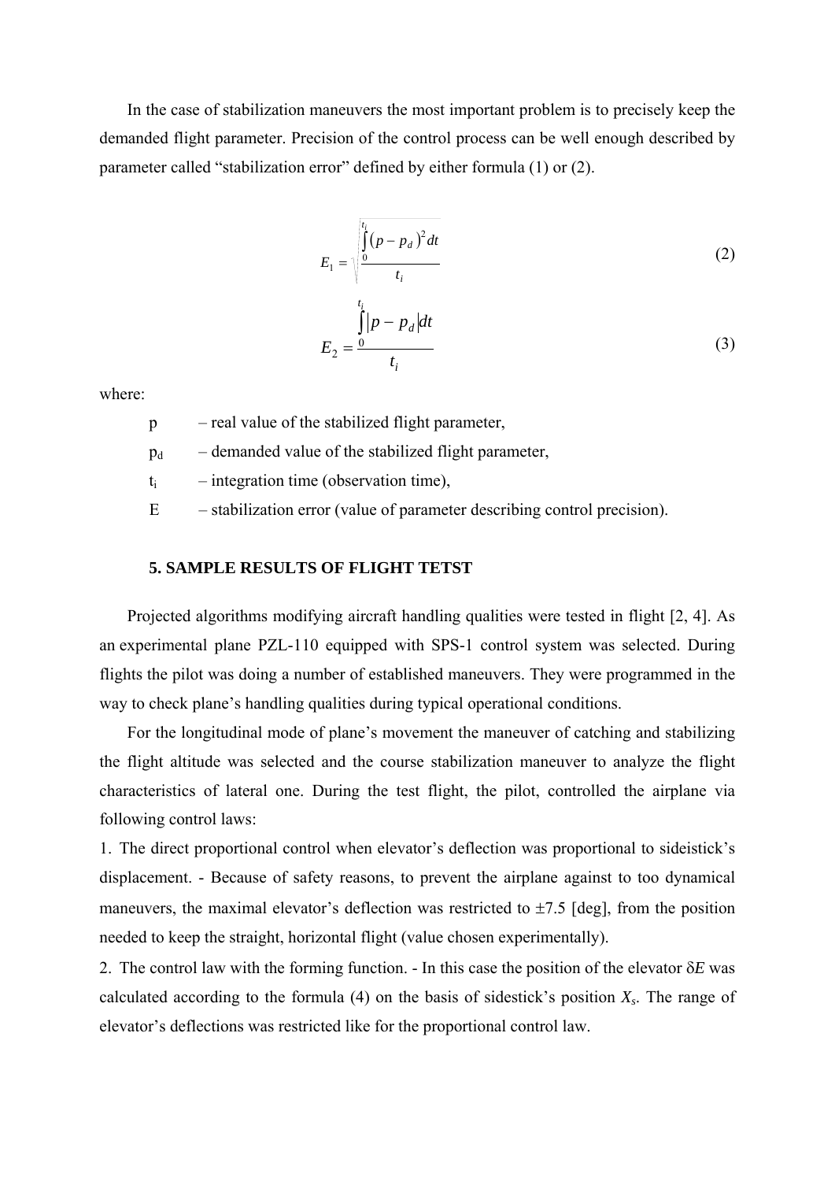In the case of stabilization maneuvers the most important problem is to precisely keep the demanded flight parameter. Precision of the control process can be well enough described by parameter called "stabilization error" defined by either formula (1) or (2).

$$E_1 = \sqrt{\frac{\int_0^{t_i} (p - p_d)^2 dt}{t_i}} \tag{2}$$

$$E_2 = \frac{\int_0^{t_i} |p - p_d| dt}{t_i} \tag{3}$$

where:

- p – real value of the stabilized flight parameter,
- $p_d$ – demanded value of the stabilized flight parameter,
- $t_i$ – integration time (observation time),
- E – stabilization error (value of parameter describing control precision).

### 5. SAMPLE RESULTS OF FLIGHT TETST

Projected algorithms modifying aircraft handling qualities were tested in flight [2, 4]. As an experimental plane PZL-110 equipped with SPS-1 control system was selected. During flights the pilot was doing a number of established maneuvers. They were programmed in the way to check plane's handling qualities during typical operational conditions.

For the longitudinal mode of plane's movement the maneuver of catching and stabilizing the flight altitude was selected and the course stabilization maneuver to analyze the flight characteristics of lateral one. During the test flight, the pilot, controlled the airplane via following control laws:

1. The direct proportional control when elevator's deflection was proportional to sideistick's displacement. - Because of safety reasons, to prevent the airplane against to too dynamical maneuvers, the maximal elevator's deflection was restricted to ±7.5 [deg], from the position needed to keep the straight, horizontal flight (value chosen experimentally).
2. The control law with the forming function. - In this case the position of the elevator $\delta E$ was calculated according to the formula (4) on the basis of sidestick's position $X_s$. The range of elevator's deflections was restricted like for the proportional control law.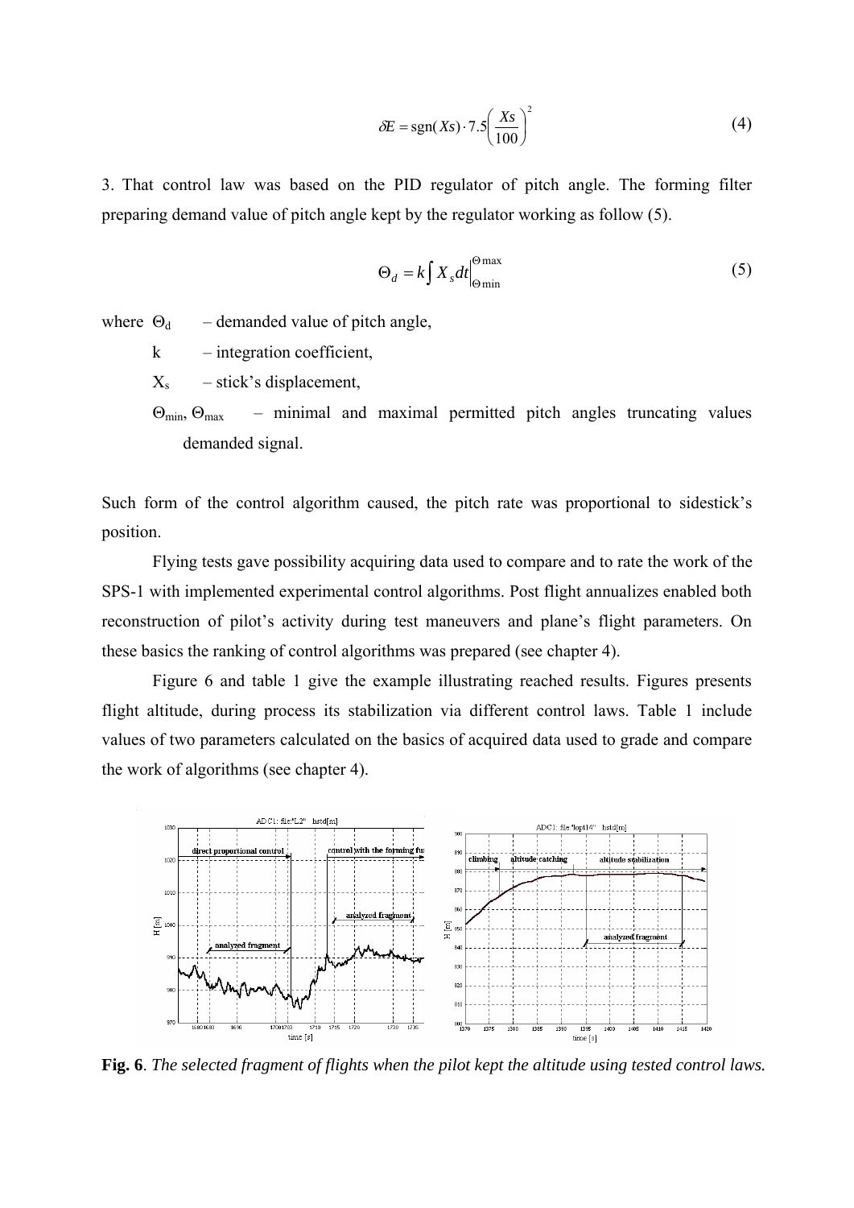$$\delta E = \mathrm{sgn}(Xs) \cdot 7.5\left(\frac{Xs}{100}\right)^2 \tag{4}$$

3. That control law was based on the PID regulator of pitch angle. The forming filter preparing demand value of pitch angle kept by the regulator working as follow (5).

$$\Theta_d = k\int X_s dt\Big|_{\Theta\min}^{\Theta\max} \tag{5}$$

where $\Theta_d$ – demanded value of pitch angle,

k – integration coefficient,

$X_s$ – stick's displacement,

$\Theta_{min}$, $\Theta_{max}$ – minimal and maximal permitted pitch angles truncating values demanded signal.

Such form of the control algorithm caused, the pitch rate was proportional to sidestick's position.

Flying tests gave possibility acquiring data used to compare and to rate the work of the SPS-1 with implemented experimental control algorithms. Post flight annualizes enabled both reconstruction of pilot's activity during test maneuvers and plane's flight parameters. On these basics the ranking of control algorithms was prepared (see chapter 4).

Figure 6 and table 1 give the example illustrating reached results. Figures presents flight altitude, during process its stabilization via different control laws. Table 1 include values of two parameters calculated on the basics of acquired data used to grade and compare the work of algorithms (see chapter 4).

**Fig. 6**. *The selected fragment of flights when the pilot kept the altitude using tested control laws.*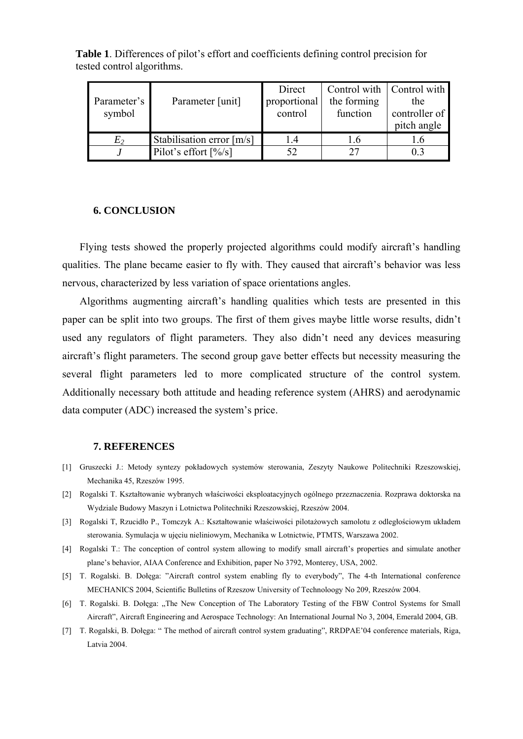**Table 1**. Differences of pilot's effort and coefficients defining control precision for tested control algorithms.

| Parameter's symbol | Parameter [unit] | Direct proportional control | Control with the forming function | Control with the controller of pitch angle |
|---|---|---|---|---|
| $E_2$ | Stabilisation error [m/s] | 1.4 | 1.6 | 1.6 |
| $J$ | Pilot's effort [%/s] | 52 | 27 | 0.3 |

## 6. CONCLUSION

Flying tests showed the properly projected algorithms could modify aircraft's handling qualities. The plane became easier to fly with. They caused that aircraft's behavior was less nervous, characterized by less variation of space orientations angles.

Algorithms augmenting aircraft's handling qualities which tests are presented in this paper can be split into two groups. The first of them gives maybe little worse results, didn't used any regulators of flight parameters. They also didn't need any devices measuring aircraft's flight parameters. The second group gave better effects but necessity measuring the several flight parameters led to more complicated structure of the control system. Additionally necessary both attitude and heading reference system (AHRS) and aerodynamic data computer (ADC) increased the system's price.

## 7. REFERENCES

[1] Gruszecki J.: Metody syntezy pokładowych systemów sterowania, Zeszyty Naukowe Politechniki Rzeszowskiej, Mechanika 45, Rzeszów 1995.

[2] Rogalski T. Kształtowanie wybranych właściwości eksploatacyjnych ogólnego przeznaczenia. Rozprawa doktorska na Wydziale Budowy Maszyn i Lotnictwa Politechniki Rzeszowskiej, Rzeszów 2004.

[3] Rogalski T, Rzucidło P., Tomczyk A.: Kształtowanie właściwości pilotażowych samolotu z odległościowym układem sterowania. Symulacja w ujęciu nieliniowym, Mechanika w Lotnictwie, PTMTS, Warszawa 2002.

[4] Rogalski T.: The conception of control system allowing to modify small aircraft's properties and simulate another plane's behavior, AIAA Conference and Exhibition, paper No 3792, Monterey, USA, 2002.

[5] T. Rogalski. B. Dołęga: "Aircraft control system enabling fly to everybody", The 4-th International conference MECHANICS 2004, Scientific Bulletins of Rzeszow University of Technoloogy No 209, Rzeszów 2004.

[6] T. Rogalski. B. Dołęga: „The New Conception of The Laboratory Testing of the FBW Control Systems for Small Aircraft", Aircraft Engineering and Aerospace Technology: An International Journal No 3, 2004, Emerald 2004, GB.

[7] T. Rogalski, B. Dołęga: " The method of aircraft control system graduating", RRDPAE'04 conference materials, Riga, Latvia 2004.